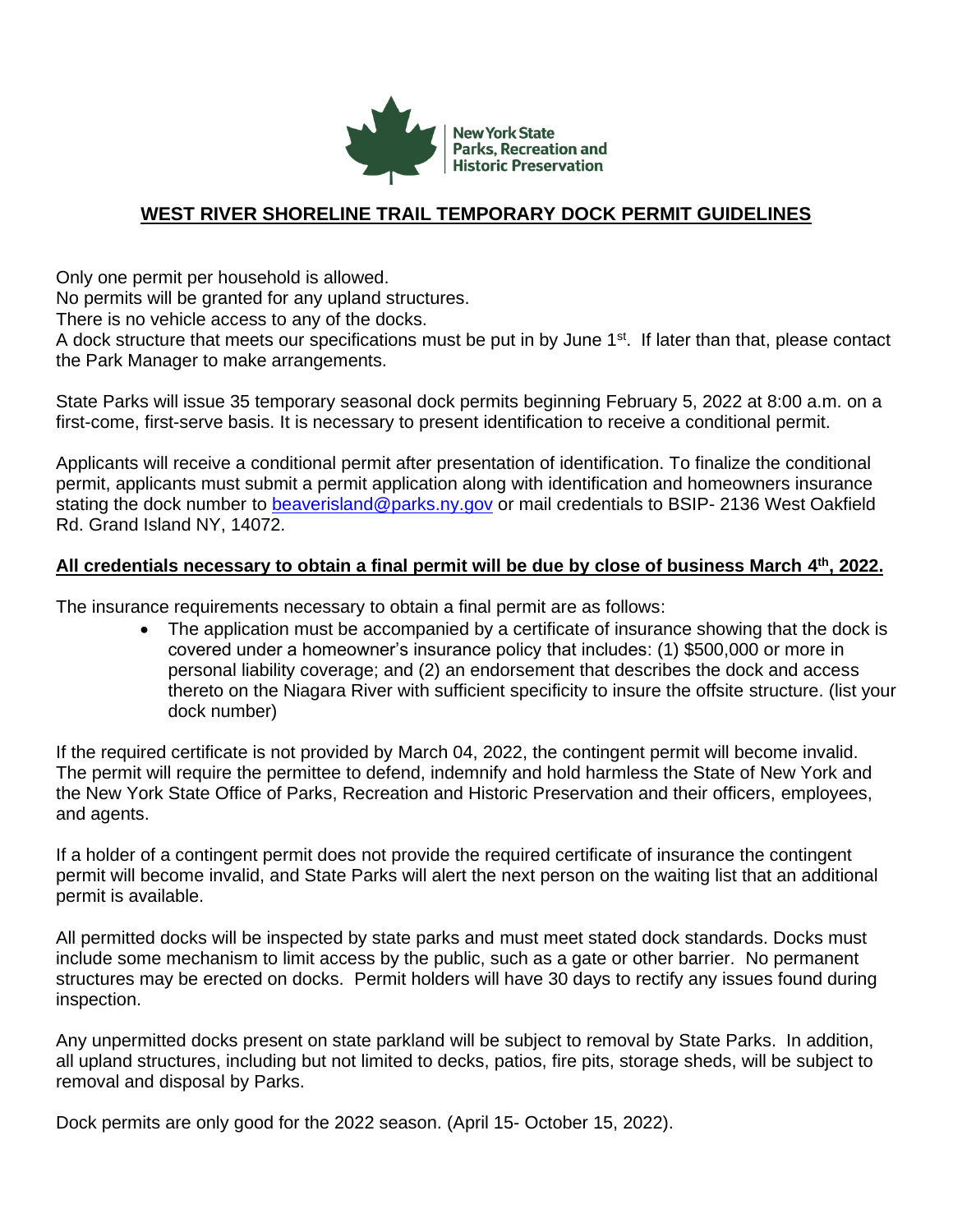New York State
Parks, Recreation and
Historic Preservation

# WEST RIVER SHORELINE TRAIL TEMPORARY DOCK PERMIT GUIDELINES

Only one permit per household is allowed.
No permits will be granted for any upland structures.
There is no vehicle access to any of the docks.
A dock structure that meets our specifications must be put in by June 1st. If later than that, please contact the Park Manager to make arrangements.

State Parks will issue 35 temporary seasonal dock permits beginning February 5, 2022 at 8:00 a.m. on a first-come, first-serve basis. It is necessary to present identification to receive a conditional permit.

Applicants will receive a conditional permit after presentation of identification. To finalize the conditional permit, applicants must submit a permit application along with identification and homeowners insurance stating the dock number to [beaverisland@parks.ny.gov](mailto:beaverisland@parks.ny.gov) or mail credentials to BSIP- 2136 West Oakfield Rd. Grand Island NY, 14072.

**All credentials necessary to obtain a final permit will be due by close of business March 4th, 2022.**

The insurance requirements necessary to obtain a final permit are as follows:

- The application must be accompanied by a certificate of insurance showing that the dock is covered under a homeowner's insurance policy that includes: (1) $500,000 or more in personal liability coverage; and (2) an endorsement that describes the dock and access thereto on the Niagara River with sufficient specificity to insure the offsite structure. (list your dock number)

If the required certificate is not provided by March 04, 2022, the contingent permit will become invalid. The permit will require the permittee to defend, indemnify and hold harmless the State of New York and the New York State Office of Parks, Recreation and Historic Preservation and their officers, employees, and agents.

If a holder of a contingent permit does not provide the required certificate of insurance the contingent permit will become invalid, and State Parks will alert the next person on the waiting list that an additional permit is available.

All permitted docks will be inspected by state parks and must meet stated dock standards. Docks must include some mechanism to limit access by the public, such as a gate or other barrier. No permanent structures may be erected on docks. Permit holders will have 30 days to rectify any issues found during inspection.

Any unpermitted docks present on state parkland will be subject to removal by State Parks. In addition, all upland structures, including but not limited to decks, patios, fire pits, storage sheds, will be subject to removal and disposal by Parks.

Dock permits are only good for the 2022 season. (April 15- October 15, 2022).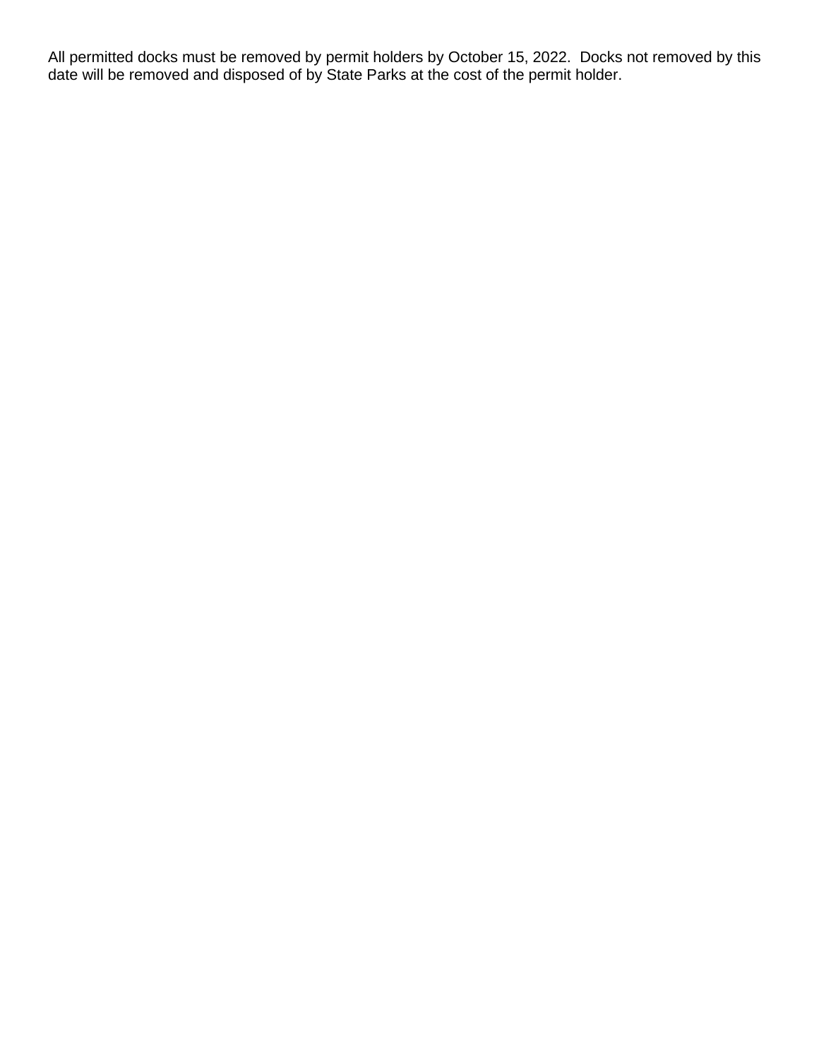All permitted docks must be removed by permit holders by October 15, 2022. Docks not removed by this date will be removed and disposed of by State Parks at the cost of the permit holder.